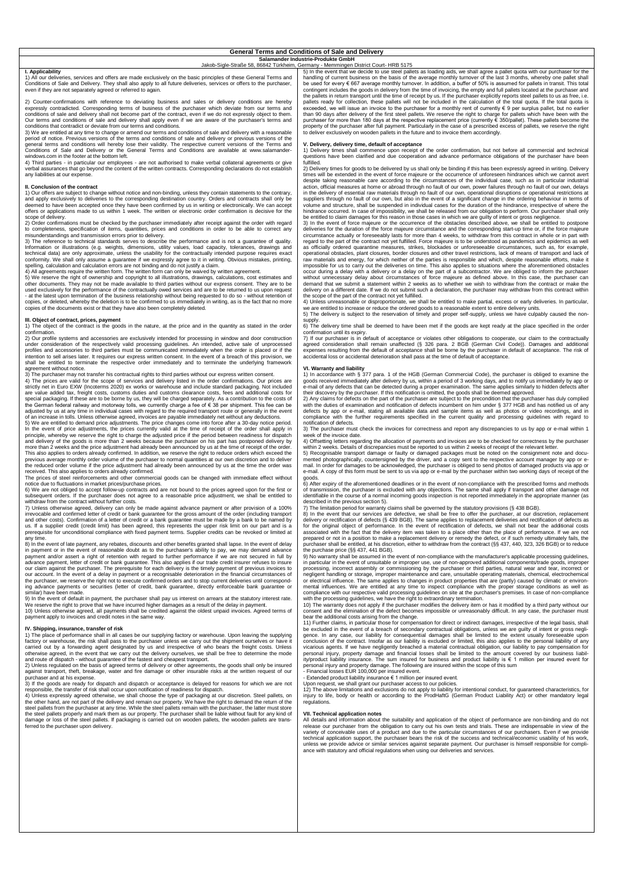# General Terms and Conditions of Sale and Delivery

**Salamander Industrie-Produkte GmbH**

Jakob-Sigle-Straße 58, 86842 Türkheim, Germany - Memmingen District Court- HRB 5175

## I. Applicability

1) All our deliveries, services and offers are made exclusively on the basic principles of these General Terms and Conditions of Sale and Delivery. They shall also apply to all future deliveries, services or offers to the purchaser, even if they are not separately agreed or referred to again.

2) Counter-confirmations with reference to deviating business and sales or delivery conditions are hereby expressly contradicted. Corresponding terms of business of the purchaser which deviate from our terms and conditions of sale and delivery shall not become part of the contract, even if we do not expressly object to them. Our terms and conditions of sale and delivery shall apply even if we are aware of the purchaser's terms and conditions that contradict or deviate from our terms and conditions.

3) We are entitled at any time to change or amend our terms and conditions of sale and delivery with a reasonable period of notice. Previous versions of the terms and conditions of sale and delivery or previous versions of the general terms and conditions will hereby lose their validity. The respective current versions of the Terms and Conditions of Sale and Delivery or the General Terms and Conditions are available at www.salamander-windows.com in the footer at the bottom left.

4) Third parties - in particular our employees - are not authorised to make verbal collateral agreements or give verbal assurances that go beyond the content of the written contracts. Corresponding declarations do not establish any liabilities at our expense.

## II. Conclusion of the contract

1) Our offers are subject to change without notice and non-binding, unless they contain statements to the contrary, and apply exclusively to deliveries to the corresponding destination country. Orders and contracts shall only be deemed to have been accepted once they have been confirmed by us in writing or electronically. We can accept offers or applications made to us within 1 week. The written or electronic order confirmation is decisive for the scope of delivery.

2) Order confirmations must be checked by the purchaser immediately after receipt against the order with regard to completeness, specification of items, quantities, prices and conditions in order to be able to correct any misunderstandings and transmission errors prior to delivery.

3) The reference to technical standards serves to describe the performance and is not a guarantee of quality. Information or illustrations (e.g. weights, dimensions, utility values, load capacity, tolerances, drawings and technical data) are only approximate, unless the usability for the contractually intended purpose requires exact conformity. We shall only assume a guarantee if we expressly agree to it in writing. Obvious mistakes, printing, spelling, calculation and calculation errors are not binding and do not justify a claim.

4) All agreements require the written form. The written form can only be waived by written agreement.

5) We reserve the right of ownership and copyright to all illustrations, drawings, calculations, cost estimates and other documents. They may not be made available to third parties without our express consent. They are to be used exclusively for the performance of the contractually owed services and are to be returned to us upon request - at the latest upon termination of the business relationship without being requested to do so - without retention of copies, or deleted, whereby the deletion is to be confirmed to us immediately in writing, as is the fact that no more copies of the documents exist or that they have also been completely deleted.

## III. Object of contract, prices, payment

1) The object of the contract is the goods in the nature, at the price and in the quantity as stated in the order confirmation.

2) Our profile systems and accessories are exclusively intended for processing in window and door construction under consideration of the respectively valid processing guidelines. An intended, active sale of unprocessed profiles and accessories to third parties must be communicated immediately when the order is placed or if the intention to sell arises later. It requires our express written consent. In the event of a breach of this provision, we shall be entitled to terminate the respective order immediately and to terminate the underlying framework agreement without notice.

3) The purchaser may not transfer his contractual rights to third parties without our express written consent.

4) The prices are valid for the scope of services and delivery listed in the order confirmations. Our prices are strictly net in Euro EXW (Incoterms 2020) ex works or warehouse and include standard packaging. Not included are value added tax, freight costs, customs duties and customs clearance costs, fees and additional costs for special packaging. If these are to be borne by us, they will be charged separately. As a contribution to the costs of the German federal railway and motorway tolls, we currently charge a fee of € 38 per shipment. This fee can be adjusted by us at any time in individual cases with regard to the required transport route or generally in the event of an increase in tolls. Unless otherwise agreed, invoices are payable immediately net without any deductions.

5) We are entitled to demand price adjustments. The price changes come into force after a 30-day notice period. In the event of price adjustments, the prices currently valid at the time of receipt of the order shall apply in principle, whereby we reserve the right to charge the adjusted price if the period between readiness for dispatch and delivery of the goods is more than 2 weeks because the purchaser on his part has postponed delivery by more than 2 weeks and the price adjustment had already been announced by us at the time of receipt of the order. This also applies to orders already confirmed. In addition, we reserve the right to reduce orders which exceed the previous average monthly order volume of the purchaser to normal quantities at our own discretion and to deliver the reduced order volume if the price adjustment had already been announced by us at the time the order was received. This also applies to orders already confirmed.

The prices of steel reinforcements and other commercial goods can be changed with immediate effect without notice due to fluctuations in market prices/purchase prices.

6) We are not obliged to accept follow-up contracts and are not bound to the prices agreed upon for the first or subsequent orders. If the purchaser does not agree to a reasonable price adjustment, we shall be entitled to withdraw from the contract without further costs.

7) Unless otherwise agreed, delivery can only be made against advance payment or after provision of a 100% irrevocable and confirmed letter of credit or bank guarantee for the gross amount of the order (including transport and other costs). Confirmation of a letter of credit or a bank guarantee must be made by a bank to be named by us. If a supplier credit (credit limit) has been agreed, this represents the upper risk limit on our part and is a prerequisite for unconditional compliance with fixed payment terms. Supplier credits can be revoked or limited at any time.

8) In the event of late payment, any rebates, discounts and other benefits granted shall lapse. In the event of delay in payment or in the event of reasonable doubt as to the purchaser's ability to pay, we may demand advance payment and/or assert a right of retention with regard to further performance if we are not secured in full by advance payment, letter of credit or bank guarantee. This also applies if our trade credit insurer refuses to insure our claim against the purchaser. The prerequisite for each delivery is the timely payment of previous invoices to our account. In the event of a delay in payment or a recognisable deterioration in the financial circumstances of the purchaser, we reserve the right not to execute confirmed orders and to stop current deliveries until corresponding advance payments or securities (letter of credit, bank guarantee, directly enforceable bank guarantee or similar) have been made.

9) In the event of default in payment, the purchaser shall pay us interest on arrears at the statutory interest rate. We reserve the right to prove that we have incurred higher damages as a result of the delay in payment.

10) Unless otherwise agreed, all payments shall be credited against the oldest unpaid invoices. Agreed terms of payment apply to invoices and credit notes in the same way.

## IV. Shipping, insurance, transfer of risk

1) The place of performance shall in all cases be our supplying factory or warehouse. Upon leaving the supplying factory or warehouse, the risk shall pass to the purchaser unless we carry out the shipment ourselves or have it carried out by a forwarding agent designated by us and irrespective of who bears the freight costs. Unless otherwise agreed, in the event that we carry out the delivery ourselves, we shall be free to determine the mode and route of dispatch - without guarantee of the fastest and cheapest transport.

2) Unless regulated on the basis of agreed terms of delivery or other agreements, the goods shall only be insured against transport, theft, breakage, water and fire damage or other insurable risks at the written request of our purchaser and at his expense.

3) If the goods are ready for dispatch and dispatch or acceptance is delayed for reasons for which we are not responsible, the transfer of risk shall occur upon notification of readiness for dispatch.

4) Unless expressly agreed otherwise, we shall choose the type of packaging at our discretion. Steel pallets, on the other hand, are not part of the delivery and remain our property. We have the right to demand the return of the steel pallets from the purchaser at any time. While the steel pallets remain with the purchaser, the latter must store the steel pallets properly and mark them as our property. The purchaser shall be liable without fault for any kind of damage or loss of the steel pallets. If packaging is carried out on wooden pallets, the wooden pallets are transferred to the purchaser upon delivery.

5) In the event that we decide to use steel pallets as loading aids, we shall agree a pallet quota with our purchaser for the handling of current business on the basis of the average monthly turnover of the last 3 months, whereby one pallet shall be used for every € 667 average monthly turnover. In addition, a buffer of 50% is assumed for pallets in transit. This total contingent includes the goods in delivery from the time of invoicing, the empty and full pallets located at the purchaser and the pallets in return transport until the time of receipt by us. If the purchaser explicitly reports steel pallets to us as free, i.e. pallets ready for collection, these pallets will not be included in the calculation of the total quota. If the total quota is exceeded, we will issue an invoice to the purchaser for a monthly rent of currently € 9 per surplus pallet, but no earlier than 90 days after delivery of the first steel pallets. We reserve the right to charge for pallets which have been with the purchaser for more than 180 days at the respective replacement price (currently € 350/pallet). These pallets become the property of the purchaser after full payment. Particularly in the case of a prescribed excess of pallets, we reserve the right to deliver exclusively on wooden pallets in the future and to invoice them accordingly.

## V. Delivery, delivery time, default of acceptance

1) Delivery times shall commence upon receipt of the order confirmation, but not before all commercial and technical questions have been clarified and due cooperation and advance performance obligations of the purchaser have been fulfilled.

2) Delivery times for goods to be delivered by us shall only be binding if this has been expressly agreed in writing. Delivery times will be extended in the event of force majeure or the occurrence of unforeseen hindrances which we cannot avert despite taking reasonable care according to the circumstances of the individual case, such as in particular industrial action, official measures at home or abroad through no fault of our own, power failures through no fault of our own, delays in the delivery of essential raw materials through no fault of our own, operational disruptions or operational restrictions at suppliers through no fault of our own, but also in the event of a significant change in the ordering behaviour in terms of volume and structure, shall be suspended in individual cases for the duration of the hindrance, irrespective of where the hindrance occurred. In case of impossibility, we shall be released from our obligation to perform. Our purchaser shall only be entitled to claim damages for this reason in those cases in which we are guilty of intent or gross negligence.

3) In the event of force majeure or the occurrence of the obstacles described above, we shall be entitled to postpone deliveries for the duration of the force majeure circumstance and the corresponding start-up time or, if the force majeure circumstance actually or foreseeably lasts for more than 4 weeks, to withdraw from this contract in whole or in part with regard to the part of the contract not yet fulfilled. Force majeure is to be understood as pandemics and epidemics as well as officially ordered quarantine measures, strikes, blockades or unforeseeable circumstances, such as, for example, operational obstacles, plant closures, border closures and other travel restrictions, lack of means of transport and lack of raw materials and energy, for which neither of the parties is responsible and which, despite reasonable efforts, make it impossible for us to carry out the deliveries on time. This also applies to situations where the aforementioned obstacles occur during a delay with a delivery or a delay on the part of a subcontractor. We are obliged to inform the purchaser without unnecessary delay about circumstances of force majeure as defined above. In this case, the purchaser can demand that we submit a statement within 2 weeks as to whether we wish to withdraw from the contract or make the delivery on a different date. If we do not submit such a declaration, the purchaser may withdraw from this contract within the scope of the part of the contract not yet fulfilled.

4) Unless unreasonable or disproportionate, we shall be entitled to make partial, excess or early deliveries. In particular, we are entitled to increase or reduce the ordered goods to a reasonable extent to entire delivery units.

5) The delivery is subject to the reservation of timely and proper self-supply, unless we have culpably caused the non-supply.

6) The delivery time shall be deemed to have been met if the goods are kept ready at the place specified in the order confirmation until its expiry.

7) If our purchaser is in default of acceptance or violates other obligations to cooperate, our claim to the contractually agreed consideration shall remain unaffected (§ 326 para. 2 BGB (German Civil Code)). Damages and additional expenses resulting from the default of acceptance shall be borne by the purchaser in default of acceptance. The risk of accidental loss or accidental deterioration shall pass at the time of default of acceptance.

## VI. Warranty and liability

1) In accordance with § 377 para. 1 of the HGB (German Commercial Code), the purchaser is obliged to examine the goods received immediately after delivery by us, within a period of 3 working days, and to notify us immediately by app or e-mail of any defects that can be detected during a proper examination. The same applies similarly to hidden defects after their discovery by the purchaser. If this notification is omitted, the goods shall be deemed approved.

2) Any claims for defects on the part of the purchaser are subject to the precondition that the purchaser has duly complied with the duties of examination and notification of defects incumbent on him under § 377 HGB and has notified us of any defects by app or e-mail, stating all available data and sample items as well as photos or video recordings, and in compliance with the further requirements specified in the current quality and processing guidelines with regard to notification of defects.

3) The purchaser must check the invoices for correctness and report any discrepancies to us by app or e-mail within 1 week of the invoice date.

4) Offsetting letters regarding the allocation of payments and invoices are to be checked for correctness by the purchaser within 2 weeks. Details of discrepancies must be reported to us within 2 weeks of receipt of the relevant letter.

5) Recognisable transport damage or faulty or damaged packages must be noted on the consignment note and documented photographically, countersigned by the driver, and a copy sent to the respective account manager by app or e-mail. In order for damages to be acknowledged, the purchaser is obliged to send photos of damaged products via app or e-mail. A copy of this form must be sent to us via app or e-mail by the purchaser within two working days of receipt of the goods.

6) After expiry of the aforementioned deadlines or in the event of non-compliance with the prescribed forms and methods of transmission, the purchaser is excluded with any objections. The same shall apply if transport and other damage not identifiable in the course of a normal incoming goods inspection is not reported immediately in the appropriate manner (as described in the previous section 5).

7) The limitation period for warranty claims shall be governed by the statutory provisions (§ 438 BGB).

8) In the event that our services are defective, we shall be free to offer the purchaser, at our discretion, replacement delivery or rectification of defects (§ 439 BGB). The same applies to replacement deliveries and rectification of defects as for the original object of performance. In the event of rectification of defects, we shall not bear the additional costs associated with the fact that the delivery item was taken to a place other than the place of performance. If we are not prepared or not in a position to make a replacement delivery or remedy the defect, or if such remedy ultimately fails, the purchaser shall be entitled, at his discretion, either to withdraw from the contract (§§ 437, 440, 323, 326 BGB) or to reduce the purchase price (§§ 437, 441 BGB).

9) No warranty shall be assumed in the event of non-compliance with the manufacturer's applicable processing guidelines, in particular in the event of unsuitable or improper use, use of non-approved additional components/trade goods, improper processing, incorrect assembly or commissioning by the purchaser or third parties, natural wear and tear, incorrect or negligent handling or storage, improper maintenance and care, unsuitable operating materials, chemical, electrochemical or electrical influence. The same applies to changes in product properties that are (partly) caused by climatic or environmental influences. We are entitled at any time to inspect compliance with the proper storage conditions as well as compliance with our respective valid processing guidelines on site at the purchaser's premises. In case of non-compliance with the processing guidelines, we have the right to extraordinary termination.

10) The warranty does not apply if the purchaser modifies the delivery item or has it modified by a third party without our consent and the elimination of the defect becomes impossible or unreasonably difficult. In any case, the purchaser must bear the additional costs arising from the change.

11) Further claims, in particular those for compensation for direct or indirect damages, irrespective of the legal basis, shall be excluded in the event of a breach of secondary contractual obligations, unless we are guilty of intent or gross negligence. In any case, our liability for consequential damages shall be limited to the extent usually foreseeable upon conclusion of the contract. Insofar as our liability is excluded or limited, this also applies to the personal liability of any vicarious agents. If we have negligently breached a material contractual obligation, our liability to pay compensation for personal injury, property damage and financial losses shall be limited to the amount covered by our business liability/product liability insurance. The sum insured for business and product liability is € 1 million per insured event for personal injury and property damage. The following are insured within the scope of this sum

- Financial losses EUR 100,000 per insured event.
- Extended product liability insurance € 1 million per insured event.

Upon request, we shall grant our purchaser access to our policies.

12) The above limitations and exclusions do not apply to liability for intentional conduct, for guaranteed characteristics, for injury to life, body or health or according to the ProdHaftG (German Product Liability Act) or other mandatory legal regulations.

## VII. Technical application notes

All details and information about the suitability and application of the object of performance are non-binding and do not release our purchaser from the obligation to carry out his own tests and trials. These are indispensable in view of the variety of conceivable uses of a product and due to the particular circumstances of our purchasers. Even if we provide technical application support, the purchaser bears the risk of the success and technical/economic usability of his work, unless we provide advice or similar services against separate payment. Our purchaser is himself responsible for compliance with statutory and official regulations when using our deliveries and services.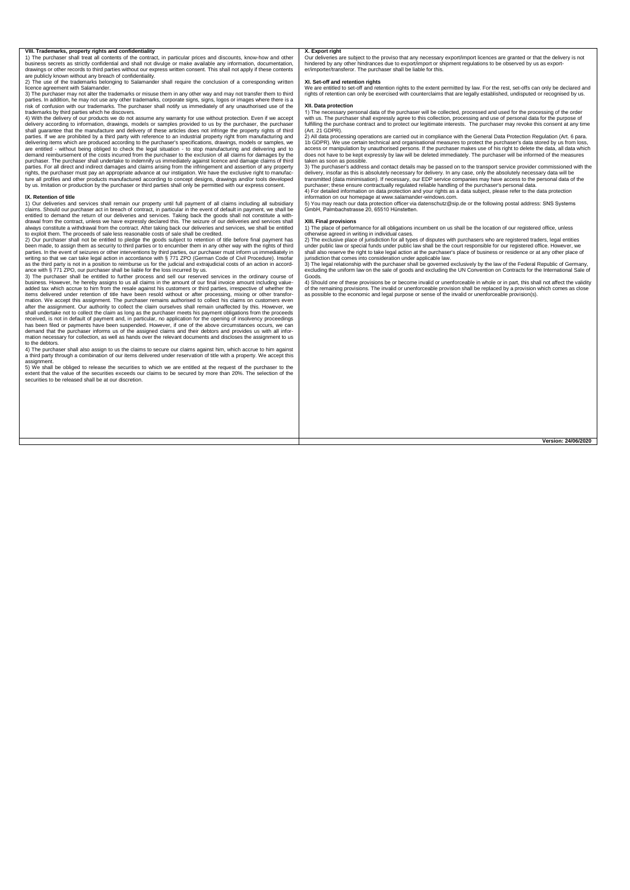## VIII. Trademarks, property rights and confidentiality

1) The purchaser shall treat all contents of the contract, in particular prices and discounts, know-how and other business secrets as strictly confidential and shall not divulge or make available any information, documentation, drawings or other records to third parties without our express written consent. This shall not apply if these contents are publicly known without any breach of confidentiality.

2) The use of the trademarks belonging to Salamander shall require the conclusion of a corresponding written licence agreement with Salamander.

3) The purchaser may not alter the trademarks or misuse them in any other way and may not transfer them to third parties. In addition, he may not use any other trademarks, corporate signs, signs, logos or images where there is a risk of confusion with our trademarks. The purchaser shall notify us immediately of any unauthorised use of the trademarks by third parties which he discovers.

4) With the delivery of our products we do not assume any warranty for use without protection. Even if we accept delivery according to information, drawings, models or samples provided to us by the purchaser, the purchaser shall guarantee that the manufacture and delivery of these articles does not infringe the property rights of third parties. If we are prohibited by a third party with reference to an industrial property right from manufacturing and delivering items which are produced according to the purchaser's specifications, drawings, models or samples, we are entitled - without being obliged to check the legal situation - to stop manufacturing and delivering and to demand reimbursement of the costs incurred from the purchaser to the exclusion of all claims for damages by the purchaser. The purchaser shall undertake to indemnify us immediately against licence and damage claims of third parties. For all direct and indirect damages and claims arising from the infringement and assertion of any property rights, the purchaser must pay an appropriate advance at our instigation. We have the exclusive right to manufacture all profiles and other products manufactured according to concept designs, drawings and/or tools developed by us. Imitation or production by the purchaser or third parties shall only be permitted with our express consent.

## IX. Retention of title

1) Our deliveries and services shall remain our property until full payment of all claims including all subsidiary claims. Should our purchaser act in breach of contract, in particular in the event of default in payment, we shall be entitled to demand the return of our deliveries and services. Taking back the goods shall not constitute a withdrawal from the contract, unless we have expressly declared this. The seizure of our deliveries and services shall always constitute a withdrawal from the contract. After taking back our deliveries and services, we shall be entitled to exploit them. The proceeds of sale less reasonable costs of sale shall be credited.

2) Our purchaser shall not be entitled to pledge the goods subject to retention of title before final payment has been made, to assign them as security to third parties or to encumber them in any other way with the rights of third parties. In the event of seizures or other interventions by third parties, our purchaser must inform us immediately in writing so that we can take legal action in accordance with § 771 ZPO (German Code of Civil Procedure). Insofar as the third party is not in a position to reimburse us for the judicial and extrajudicial costs of an action in accordance with § 771 ZPO, our purchaser shall be liable for the loss incurred by us.

3) The purchaser shall be entitled to further process and sell our reserved services in the ordinary course of business. However, he hereby assigns to us all claims in the amount of our final invoice amount including value-added tax which accrue to him from the resale against his customers or third parties, irrespective of whether the items delivered under retention of title have been resold without or after processing, mixing or other transformation. We accept this assignment. The purchaser remains authorised to collect his claims on customers even after the assignment. Our authority to collect the claim ourselves shall remain unaffected by this. However, we shall undertake not to collect the claim as long as the purchaser meets his payment obligations from the proceeds received, is not in default of payment and, in particular, no application for the opening of insolvency proceedings has been filed or payments have been suspended. However, if one of the above circumstances occurs, we can demand that the purchaser informs us of the assigned claims and their debtors and provides us with all information necessary for collection, as well as hands over the relevant documents and discloses the assignment to us to the debtors.

4) The purchaser shall also assign to us the claims to secure our claims against him, which accrue to him against a third party through a combination of our items delivered under reservation of title with a property. We accept this assignment.

5) We shall be obliged to release the securities to which we are entitled at the request of the purchaser to the extent that the value of the securities exceeds our claims to be secured by more than 20%. The selection of the securities to be released shall be at our discretion.

## X. Export right

Our deliveries are subject to the proviso that any necessary export/import licences are granted or that the delivery is not hindered by any other hindrances due to export/import or shipment regulations to be observed by us as exporter/importer/transferor. The purchaser shall be liable for this.

## XI. Set-off and retention rights

We are entitled to set-off and retention rights to the extent permitted by law. For the rest, set-offs can only be declared and rights of retention can only be exercised with counterclaims that are legally established, undisputed or recognised by us.

## XII. Data protection

1) The necessary personal data of the purchaser will be collected, processed and used for the processing of the order with us. The purchaser shall expressly agree to this collection, processing and use of personal data for the purpose of fulfilling the purchase contract and to protect our legitimate interests. The purchaser may revoke this consent at any time (Art. 21 GDPR).

2) All data processing operations are carried out in compliance with the General Data Protection Regulation (Art. 6 para. 1b GDPR). We use certain technical and organisational measures to protect the purchaser's data stored by us from loss, access or manipulation by unauthorised persons. If the purchaser makes use of his right to delete the data, all data which does not have to be kept expressly by law will be deleted immediately. The purchaser will be informed of the measures taken as soon as possible.

3) The purchaser's address and contact details may be passed on to the transport service provider commissioned with the delivery, insofar as this is absolutely necessary for delivery. In any case, only the absolutely necessary data will be transmitted (data minimisation). If necessary, our EDP service companies may have access to the personal data of the purchaser; these ensure contractually regulated reliable handling of the purchaser's personal data.

4) For detailed information on data protection and your rights as a data subject, please refer to the data protection information on our homepage at www.salamander-windows.com.

5) You may reach our data protection officer via datenschutz@sip.de or the following postal address: SNS Systems GmbH, Palmbachstrasse 20, 65510 Hünstetten.

## XIII. Final provisions

1) The place of performance for all obligations incumbent on us shall be the location of our registered office, unless otherwise agreed in writing in individual cases.

2) The exclusive place of jurisdiction for all types of disputes with purchasers who are registered traders, legal entities under public law or special funds under public law shall be the court responsible for our registered office. However, we shall also reserve the right to take legal action at the purchaser's place of business or residence or at any other place of jurisdiction that comes into consideration under applicable law.

3) The legal relationship with the purchaser shall be governed exclusively by the law of the Federal Republic of Germany, excluding the uniform law on the sale of goods and excluding the UN Convention on Contracts for the International Sale of Goods.

4) Should one of these provisions be or become invalid or unenforceable in whole or in part, this shall not affect the validity of the remaining provisions. The invalid or unenforceable provision shall be replaced by a provision which comes as close as possible to the economic and legal purpose or sense of the invalid or unenforceable provision(s).

**Version: 24/06/2020**